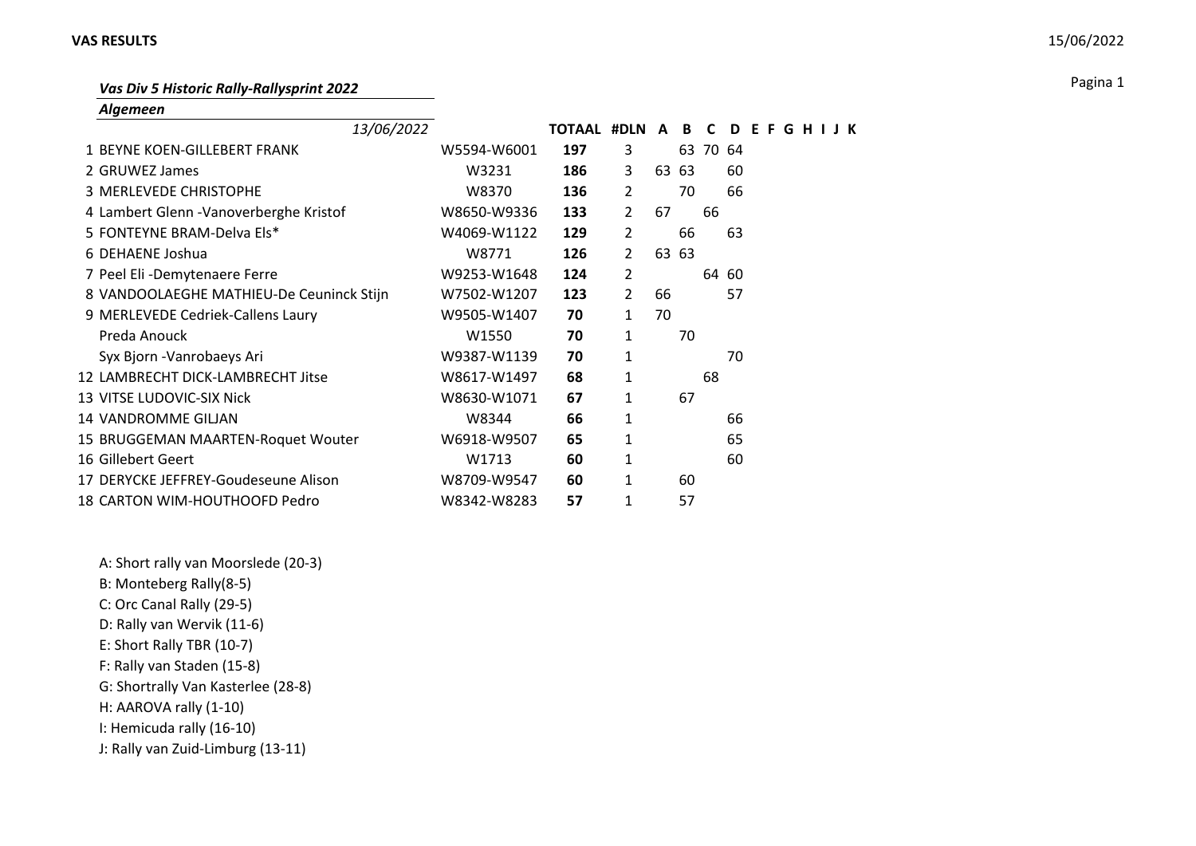## *Vas Div 5 Historic Rally-Rallysprint 2022*

### *Algemeen*

| | *13/06/2022* | | TOTAAL | #DLN | A | B | C | D | E | F | G | H | I | J | K |
|---|---|---|---|---|---|---|---|---|---|---|---|---|---|---|---|
| 1 | BEYNE KOEN-GILLEBERT FRANK | W5594-W6001 | **197** | 3 | | 63 | 70 | 64 | | | | | | | |
| 2 | GRUWEZ James | W3231 | **186** | 3 | 63 | 63 | | 60 | | | | | | | |
| 3 | MERLEVEDE CHRISTOPHE | W8370 | **136** | 2 | | 70 | | 66 | | | | | | | |
| 4 | Lambert Glenn -Vanoverberghe Kristof | W8650-W9336 | **133** | 2 | 67 | | 66 | | | | | | | | |
| 5 | FONTEYNE BRAM-Delva Els* | W4069-W1122 | **129** | 2 | | 66 | | 63 | | | | | | | |
| 6 | DEHAENE Joshua | W8771 | **126** | 2 | 63 | 63 | | | | | | | | | |
| 7 | Peel Eli -Demytenaere Ferre | W9253-W1648 | **124** | 2 | | | 64 | 60 | | | | | | | |
| 8 | VANDOOLAEGHE MATHIEU-De Ceuninck Stijn | W7502-W1207 | **123** | 2 | 66 | | | 57 | | | | | | | |
| 9 | MERLEVEDE Cedriek-Callens Laury | W9505-W1407 | **70** | 1 | 70 | | | | | | | | | | |
| | Preda Anouck | W1550 | **70** | 1 | | 70 | | | | | | | | | |
| | Syx Bjorn -Vanrobaeys Ari | W9387-W1139 | **70** | 1 | | | | 70 | | | | | | | |
| 12 | LAMBRECHT DICK-LAMBRECHT Jitse | W8617-W1497 | **68** | 1 | | | 68 | | | | | | | | |
| 13 | VITSE LUDOVIC-SIX Nick | W8630-W1071 | **67** | 1 | | 67 | | | | | | | | | |
| 14 | VANDROMME GILJAN | W8344 | **66** | 1 | | | | 66 | | | | | | | |
| 15 | BRUGGEMAN MAARTEN-Roquet Wouter | W6918-W9507 | **65** | 1 | | | | 65 | | | | | | | |
| 16 | Gillebert Geert | W1713 | **60** | 1 | | | | 60 | | | | | | | |
| 17 | DERYCKE JEFFREY-Goudeseune Alison | W8709-W9547 | **60** | 1 | | 60 | | | | | | | | | |
| 18 | CARTON WIM-HOUTHOOFD Pedro | W8342-W8283 | **57** | 1 | | 57 | | | | | | | | | |

A: Short rally van Moorslede (20-3)
B: Monteberg Rally(8-5)
C: Orc Canal Rally (29-5)
D: Rally van Wervik (11-6)
E: Short Rally TBR (10-7)
F: Rally van Staden (15-8)
G: Shortrally Van Kasterlee (28-8)
H: AAROVA rally (1-10)
I: Hemicuda rally (16-10)
J: Rally van Zuid-Limburg (13-11)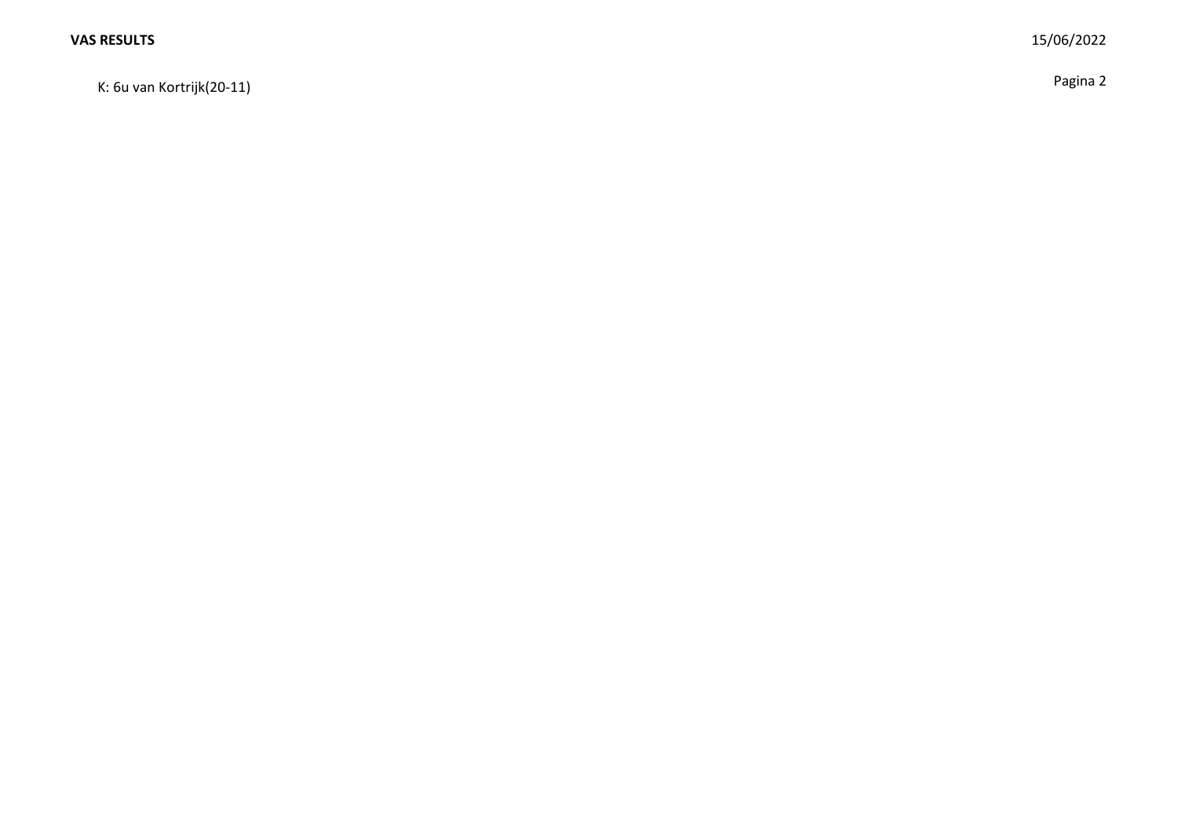K: 6u van Kortrijk(20-11)